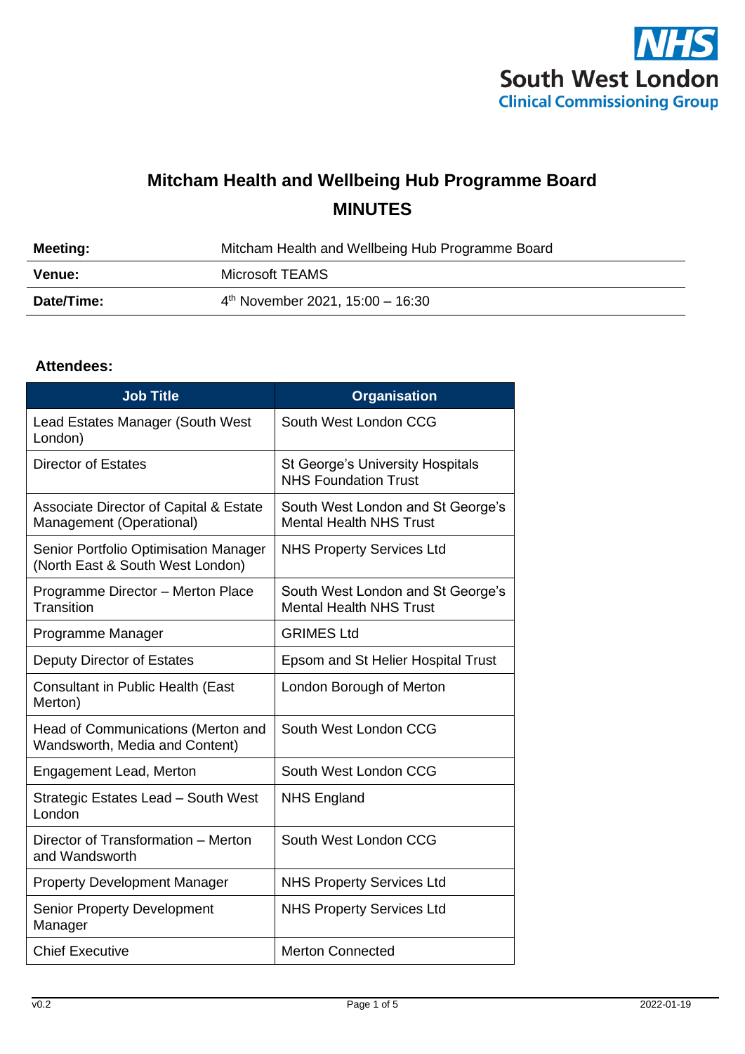NHS South West London Clinical Commissioning Group

# Mitcham Health and Wellbeing Hub Programme Board

## MINUTES

| | |
|---|---|
| **Meeting:** | Mitcham Health and Wellbeing Hub Programme Board |
| **Venue:** | Microsoft TEAMS |
| **Date/Time:** | 4th November 2021, 15:00 – 16:30 |

**Attendees:**

| Job Title | Organisation |
|---|---|
| Lead Estates Manager (South West London) | South West London CCG |
| Director of Estates | St George's University Hospitals NHS Foundation Trust |
| Associate Director of Capital & Estate Management (Operational) | South West London and St George's Mental Health NHS Trust |
| Senior Portfolio Optimisation Manager (North East & South West London) | NHS Property Services Ltd |
| Programme Director – Merton Place Transition | South West London and St George's Mental Health NHS Trust |
| Programme Manager | GRIMES Ltd |
| Deputy Director of Estates | Epsom and St Helier Hospital Trust |
| Consultant in Public Health (East Merton) | London Borough of Merton |
| Head of Communications (Merton and Wandsworth, Media and Content) | South West London CCG |
| Engagement Lead, Merton | South West London CCG |
| Strategic Estates Lead – South West London | NHS England |
| Director of Transformation – Merton and Wandsworth | South West London CCG |
| Property Development Manager | NHS Property Services Ltd |
| Senior Property Development Manager | NHS Property Services Ltd |
| Chief Executive | Merton Connected |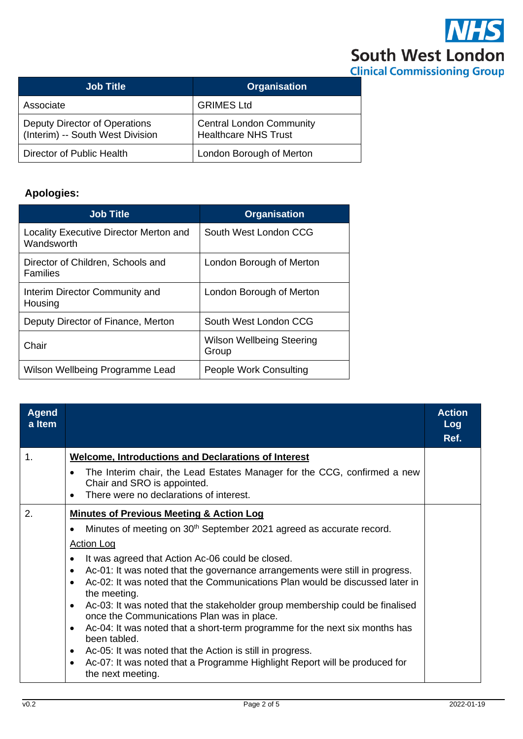| Job Title | Organisation |
|---|---|
| Associate | GRIMES Ltd |
| Deputy Director of Operations (Interim) -- South West Division | Central London Community Healthcare NHS Trust |
| Director of Public Health | London Borough of Merton |

**Apologies:**

| Job Title | Organisation |
|---|---|
| Locality Executive Director Merton and Wandsworth | South West London CCG |
| Director of Children, Schools and Families | London Borough of Merton |
| Interim Director Community and Housing | London Borough of Merton |
| Deputy Director of Finance, Merton | South West London CCG |
| Chair | Wilson Wellbeing Steering Group |
| Wilson Wellbeing Programme Lead | People Work Consulting |

| Agenda Item | | Action Log Ref. |
|---|---|---|
| 1. | <u>**Welcome, Introductions and Declarations of Interest**</u><br>• The Interim chair, the Lead Estates Manager for the CCG, confirmed a new Chair and SRO is appointed.<br>• There were no declarations of interest. | |
| 2. | <u>**Minutes of Previous Meeting & Action Log**</u><br>• Minutes of meeting on 30th September 2021 agreed as accurate record.<br><u>Action Log</u><br>• It was agreed that Action Ac-06 could be closed.<br>• Ac-01: It was noted that the governance arrangements were still in progress.<br>• Ac-02: It was noted that the Communications Plan would be discussed later in the meeting.<br>• Ac-03: It was noted that the stakeholder group membership could be finalised once the Communications Plan was in place.<br>• Ac-04: It was noted that a short-term programme for the next six months has been tabled.<br>• Ac-05: It was noted that the Action is still in progress.<br>• Ac-07: It was noted that a Programme Highlight Report will be produced for the next meeting. | |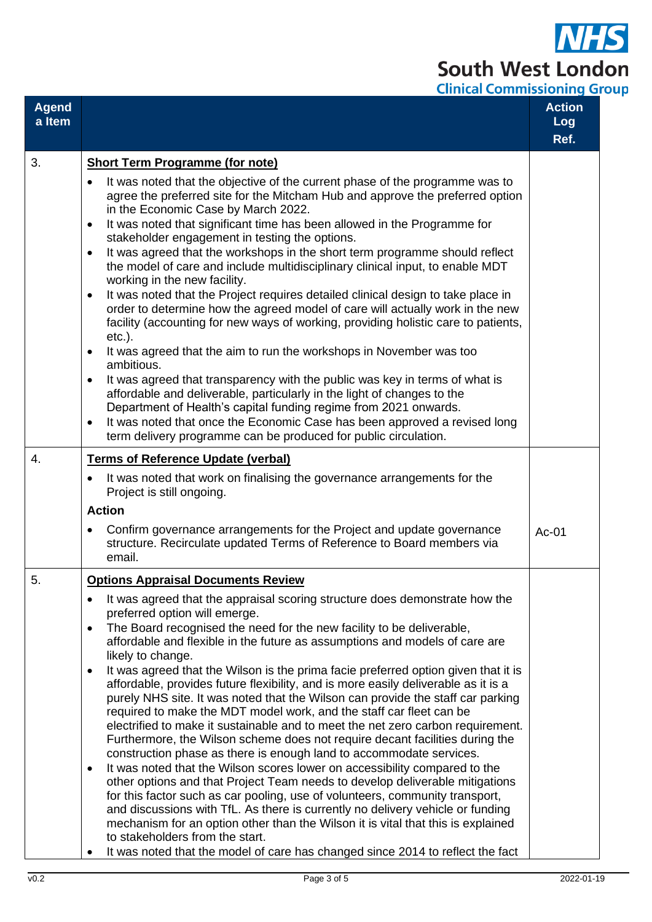| Agenda Item | | Action Log Ref. |
|---|---|---|
| 3. | **Short Term Programme (for note)**<br>• It was noted that the objective of the current phase of the programme was to agree the preferred site for the Mitcham Hub and approve the preferred option in the Economic Case by March 2022.<br>• It was noted that significant time has been allowed in the Programme for stakeholder engagement in testing the options.<br>• It was agreed that the workshops in the short term programme should reflect the model of care and include multidisciplinary clinical input, to enable MDT working in the new facility.<br>• It was noted that the Project requires detailed clinical design to take place in order to determine how the agreed model of care will actually work in the new facility (accounting for new ways of working, providing holistic care to patients, etc.).<br>• It was agreed that the aim to run the workshops in November was too ambitious.<br>• It was agreed that transparency with the public was key in terms of what is affordable and deliverable, particularly in the light of changes to the Department of Health's capital funding regime from 2021 onwards.<br>• It was noted that once the Economic Case has been approved a revised long term delivery programme can be produced for public circulation. | |
| 4. | **Terms of Reference Update (verbal)**<br>• It was noted that work on finalising the governance arrangements for the Project is still ongoing.<br>**Action**<br>• Confirm governance arrangements for the Project and update governance structure. Recirculate updated Terms of Reference to Board members via email. | Ac-01 |
| 5. | **Options Appraisal Documents Review**<br>• It was agreed that the appraisal scoring structure does demonstrate how the preferred option will emerge.<br>• The Board recognised the need for the new facility to be deliverable, affordable and flexible in the future as assumptions and models of care are likely to change.<br>• It was agreed that the Wilson is the prima facie preferred option given that it is affordable, provides future flexibility, and is more easily deliverable as it is a purely NHS site. It was noted that the Wilson can provide the staff car parking required to make the MDT model work, and the staff car fleet can be electrified to make it sustainable and to meet the net zero carbon requirement. Furthermore, the Wilson scheme does not require decant facilities during the construction phase as there is enough land to accommodate services.<br>• It was noted that the Wilson scores lower on accessibility compared to the other options and that Project Team needs to develop deliverable mitigations for this factor such as car pooling, use of volunteers, community transport, and discussions with TfL. As there is currently no delivery vehicle or funding mechanism for an option other than the Wilson it is vital that this is explained to stakeholders from the start.<br>• It was noted that the model of care has changed since 2014 to reflect the fact | |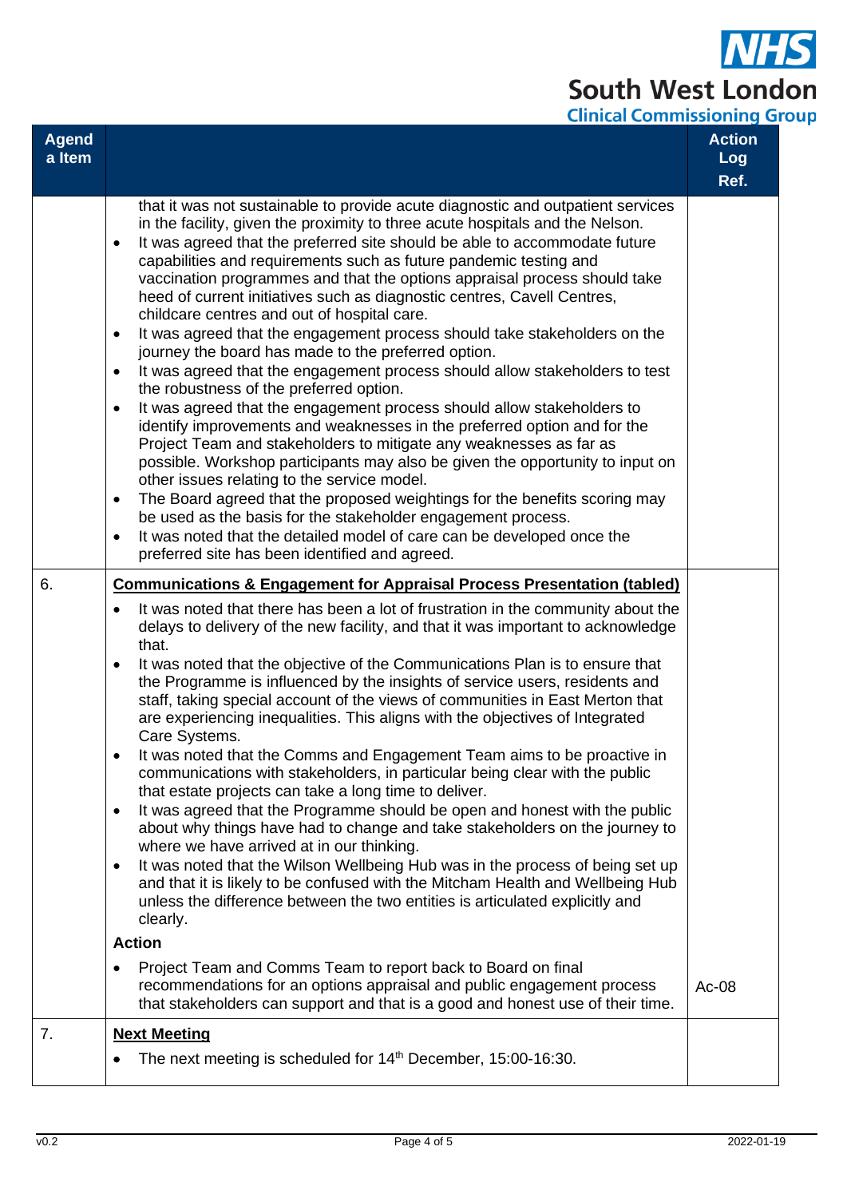| Agenda Item | | Action Log Ref. |
|---|---|---|
| | that it was not sustainable to provide acute diagnostic and outpatient services in the facility, given the proximity to three acute hospitals and the Nelson.<br>• It was agreed that the preferred site should be able to accommodate future capabilities and requirements such as future pandemic testing and vaccination programmes and that the options appraisal process should take heed of current initiatives such as diagnostic centres, Cavell Centres, childcare centres and out of hospital care.<br>• It was agreed that the engagement process should take stakeholders on the journey the board has made to the preferred option.<br>• It was agreed that the engagement process should allow stakeholders to test the robustness of the preferred option.<br>• It was agreed that the engagement process should allow stakeholders to identify improvements and weaknesses in the preferred option and for the Project Team and stakeholders to mitigate any weaknesses as far as possible. Workshop participants may also be given the opportunity to input on other issues relating to the service model.<br>• The Board agreed that the proposed weightings for the benefits scoring may be used as the basis for the stakeholder engagement process.<br>• It was noted that the detailed model of care can be developed once the preferred site has been identified and agreed. | |
| 6. | **Communications & Engagement for Appraisal Process Presentation (tabled)**<br>• It was noted that there has been a lot of frustration in the community about the delays to delivery of the new facility, and that it was important to acknowledge that.<br>• It was noted that the objective of the Communications Plan is to ensure that the Programme is influenced by the insights of service users, residents and staff, taking special account of the views of communities in East Merton that are experiencing inequalities. This aligns with the objectives of Integrated Care Systems.<br>• It was noted that the Comms and Engagement Team aims to be proactive in communications with stakeholders, in particular being clear with the public that estate projects can take a long time to deliver.<br>• It was agreed that the Programme should be open and honest with the public about why things have had to change and take stakeholders on the journey to where we have arrived at in our thinking.<br>• It was noted that the Wilson Wellbeing Hub was in the process of being set up and that it is likely to be confused with the Mitcham Health and Wellbeing Hub unless the difference between the two entities is articulated explicitly and clearly.<br>**Action**<br>• Project Team and Comms Team to report back to Board on final recommendations for an options appraisal and public engagement process that stakeholders can support and that is a good and honest use of their time. | Ac-08 |
| 7. | **Next Meeting**<br>• The next meeting is scheduled for 14th December, 15:00-16:30. | |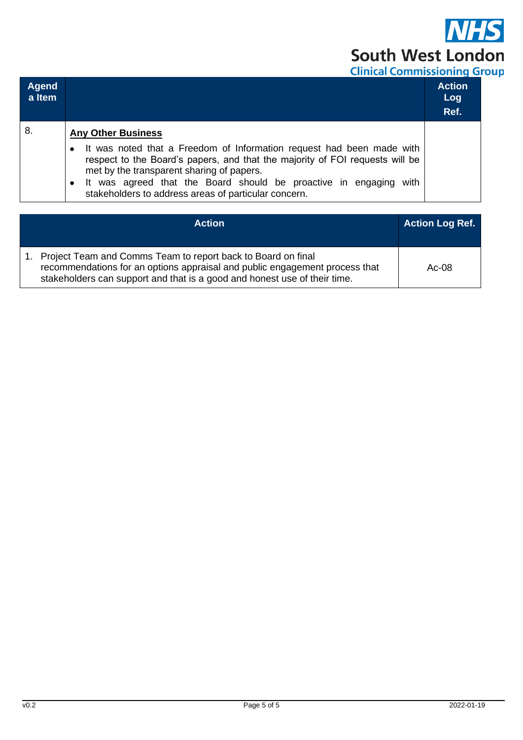| Agenda Item | | Action Log Ref. |
|---|---|---|
| 8. | **Any Other Business**<br>• It was noted that a Freedom of Information request had been made with respect to the Board's papers, and that the majority of FOI requests will be met by the transparent sharing of papers.<br>• It was agreed that the Board should be proactive in engaging with stakeholders to address areas of particular concern. | |

| Action | Action Log Ref. |
|---|---|
| 1. Project Team and Comms Team to report back to Board on final recommendations for an options appraisal and public engagement process that stakeholders can support and that is a good and honest use of their time. | Ac-08 |